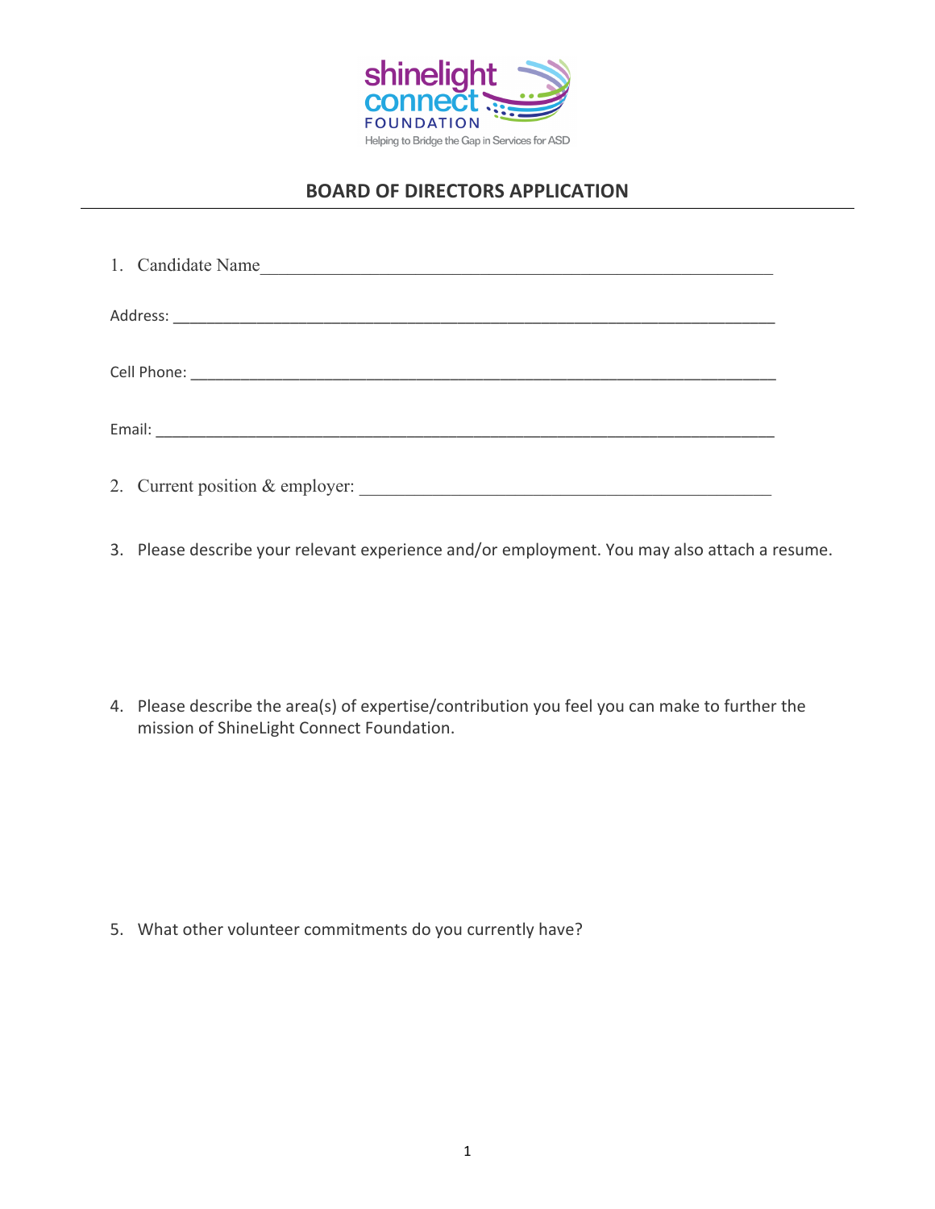shinelight connect FOUNDATION

Helping to Bridge the Gap in Services for ASD

## BOARD OF DIRECTORS APPLICATION

1. Candidate Name_______________________________________________________________

Address: _______________________________________________________________________

Cell Phone: _____________________________________________________________________

Email: _________________________________________________________________________

2. Current position & employer: ______________________________________________

3. Please describe your relevant experience and/or employment. You may also attach a resume.

4. Please describe the area(s) of expertise/contribution you feel you can make to further the mission of ShineLight Connect Foundation.

5. What other volunteer commitments do you currently have?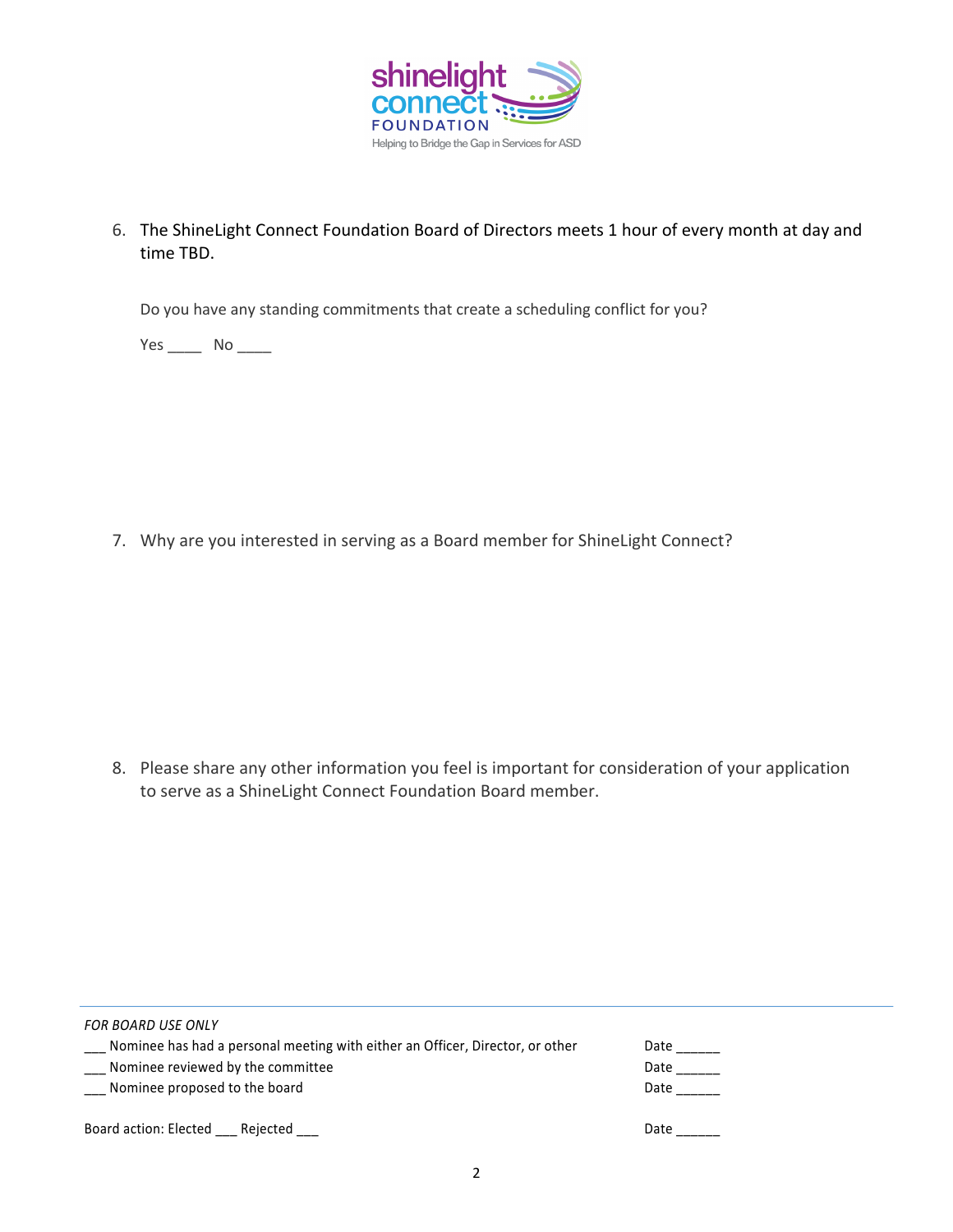6. The ShineLight Connect Foundation Board of Directors meets 1 hour of every month at day and time TBD.

   Do you have any standing commitments that create a scheduling conflict for you?

   Yes ____ No ____

7. Why are you interested in serving as a Board member for ShineLight Connect?

8. Please share any other information you feel is important for consideration of your application to serve as a ShineLight Connect Foundation Board member.

---

*FOR BOARD USE ONLY*

___ Nominee has had a personal meeting with either an Officer, Director, or other Date ______

___ Nominee reviewed by the committee Date ______

___ Nominee proposed to the board Date ______

Board action: Elected ___ Rejected ___ Date ______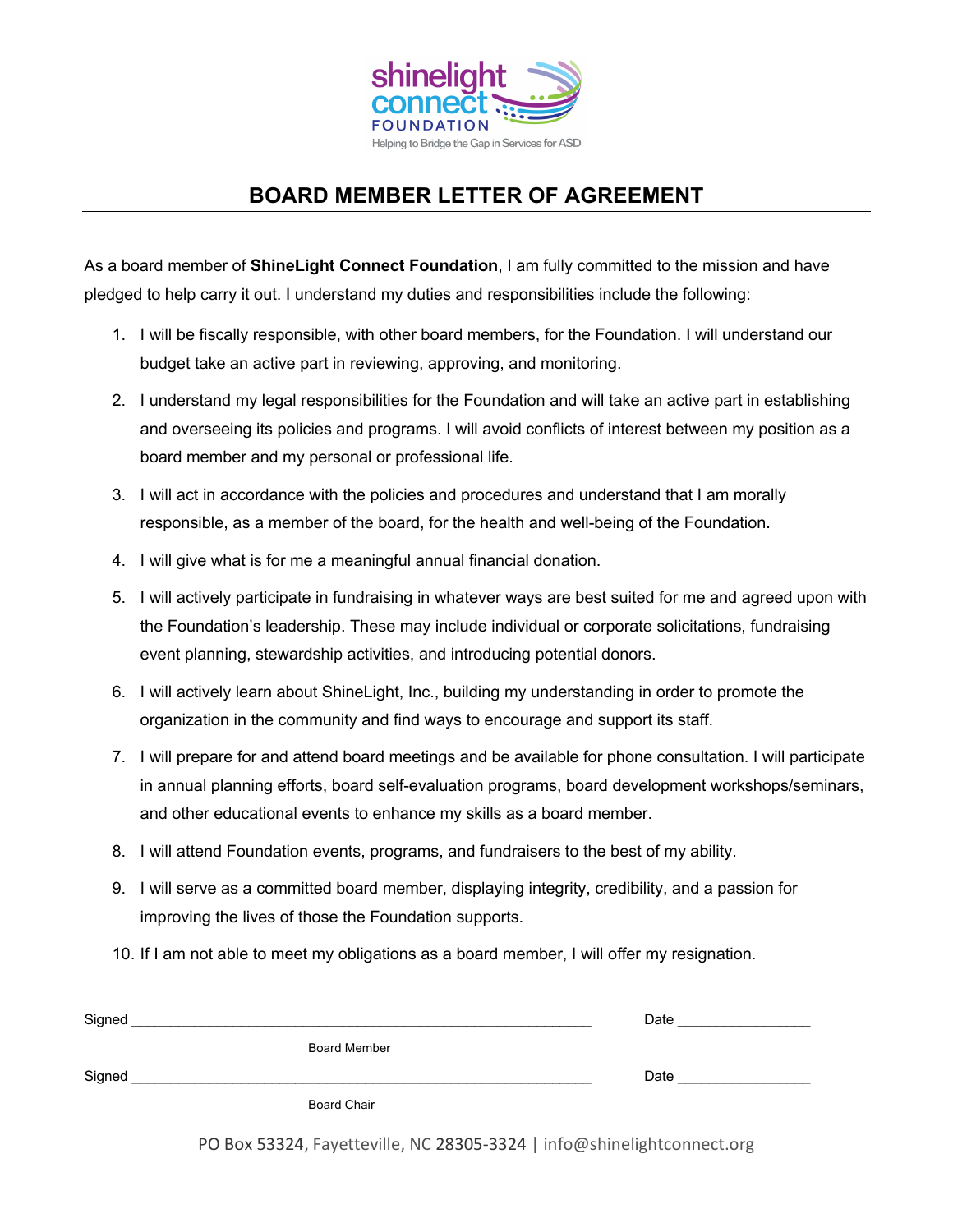shinelight connect FOUNDATION

Helping to Bridge the Gap in Services for ASD

# BOARD MEMBER LETTER OF AGREEMENT

As a board member of **ShineLight Connect Foundation**, I am fully committed to the mission and have pledged to help carry it out. I understand my duties and responsibilities include the following:

1. I will be fiscally responsible, with other board members, for the Foundation. I will understand our budget take an active part in reviewing, approving, and monitoring.
2. I understand my legal responsibilities for the Foundation and will take an active part in establishing and overseeing its policies and programs. I will avoid conflicts of interest between my position as a board member and my personal or professional life.
3. I will act in accordance with the policies and procedures and understand that I am morally responsible, as a member of the board, for the health and well-being of the Foundation.
4. I will give what is for me a meaningful annual financial donation.
5. I will actively participate in fundraising in whatever ways are best suited for me and agreed upon with the Foundation's leadership. These may include individual or corporate solicitations, fundraising event planning, stewardship activities, and introducing potential donors.
6. I will actively learn about ShineLight, Inc., building my understanding in order to promote the organization in the community and find ways to encourage and support its staff.
7. I will prepare for and attend board meetings and be available for phone consultation. I will participate in annual planning efforts, board self-evaluation programs, board development workshops/seminars, and other educational events to enhance my skills as a board member.
8. I will attend Foundation events, programs, and fundraisers to the best of my ability.
9. I will serve as a committed board member, displaying integrity, credibility, and a passion for improving the lives of those the Foundation supports.
10. If I am not able to meet my obligations as a board member, I will offer my resignation.

Signed ____________________________________________ Date ________________

Board Member

Signed ____________________________________________ Date ________________

Board Chair

PO Box 53324, Fayetteville, NC 28305-3324 | info@shinelightconnect.org